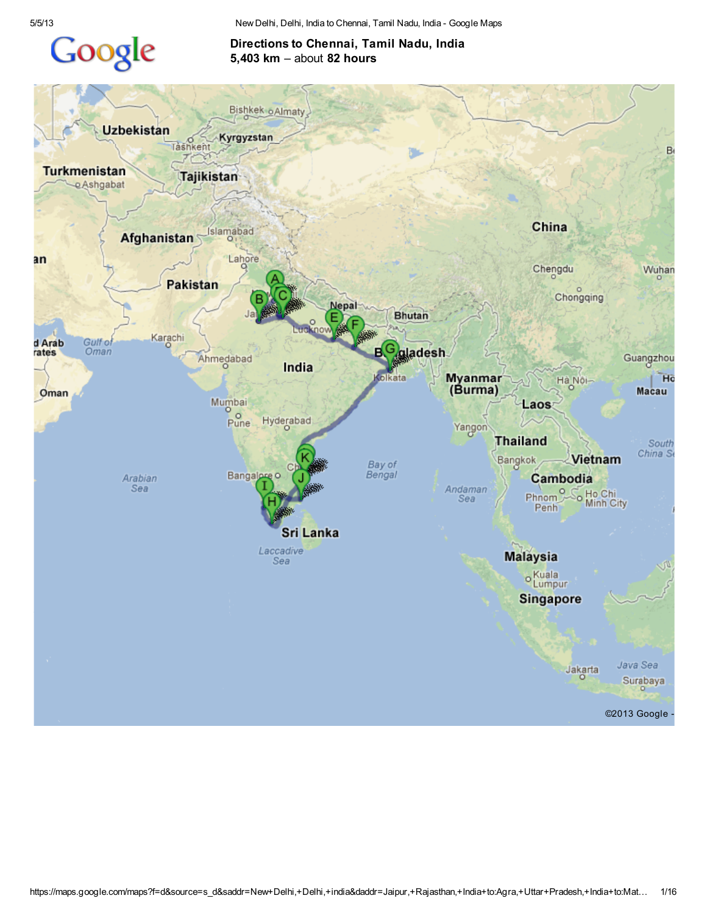**Directions to Chennai, Tamil Nadu, India**
**5,403 km** – about **82 hours**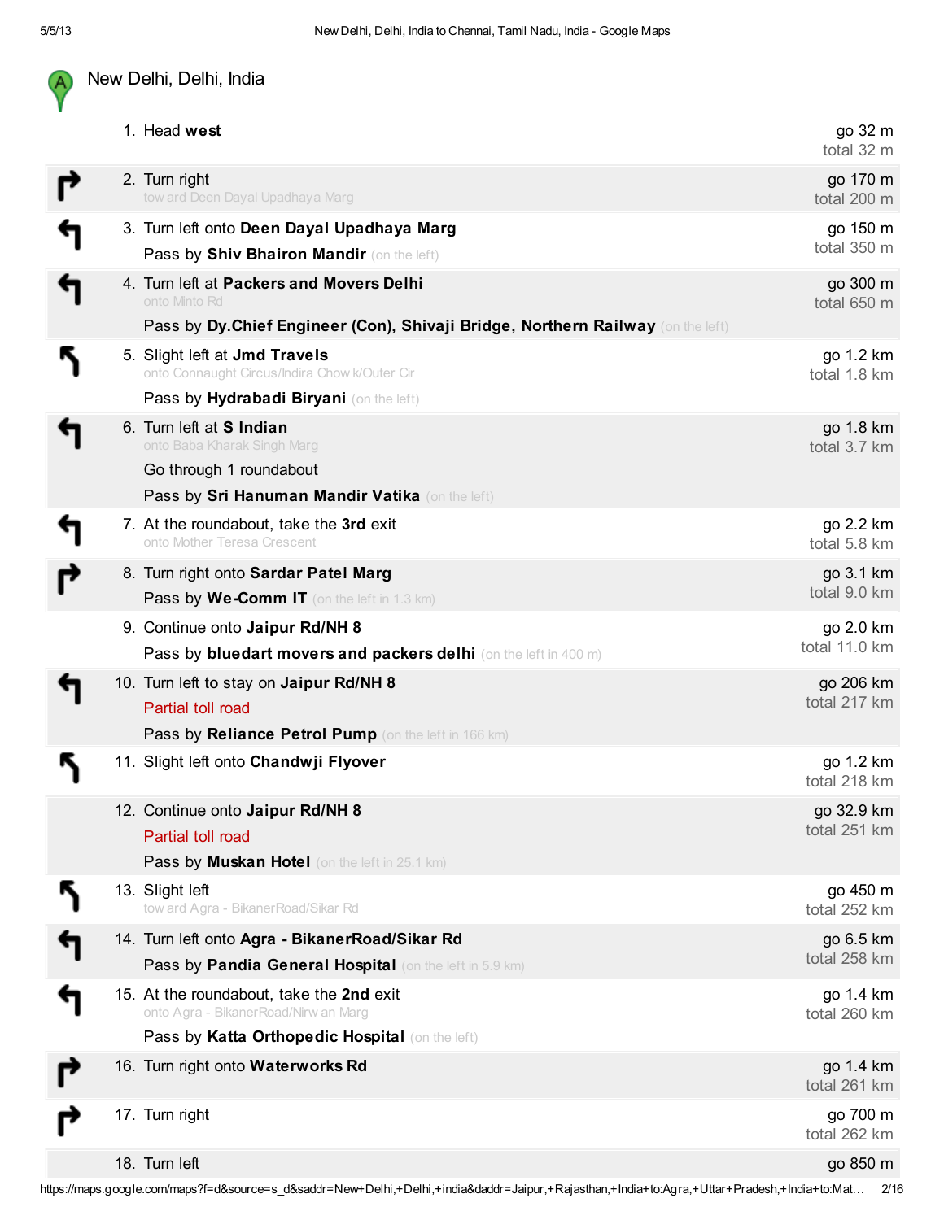# New Delhi, Delhi, India

| # | Direction | Distance |
|---|---|---|
| 1. | Head **west** | go 32 m<br>total 32 m |
| 2. | Turn right<br>toward Deen Dayal Upadhaya Marg | go 170 m<br>total 200 m |
| 3. | Turn left onto **Deen Dayal Upadhaya Marg**<br>Pass by **Shiv Bhairon Mandir** (on the left) | go 150 m<br>total 350 m |
| 4. | Turn left at **Packers and Movers Delhi**<br>onto Minto Rd<br>Pass by **Dy.Chief Engineer (Con), Shivaji Bridge, Northern Railway** (on the left) | go 300 m<br>total 650 m |
| 5. | Slight left at **Jmd Travels**<br>onto Connaught Circus/Indira Chowk/Outer Cir<br>Pass by **Hydrabadi Biryani** (on the left) | go 1.2 km<br>total 1.8 km |
| 6. | Turn left at **S Indian**<br>onto Baba Kharak Singh Marg<br>Go through 1 roundabout<br>Pass by **Sri Hanuman Mandir Vatika** (on the left) | go 1.8 km<br>total 3.7 km |
| 7. | At the roundabout, take the **3rd** exit<br>onto Mother Teresa Crescent | go 2.2 km<br>total 5.8 km |
| 8. | Turn right onto **Sardar Patel Marg**<br>Pass by **We-Comm IT** (on the left in 1.3 km) | go 3.1 km<br>total 9.0 km |
| 9. | Continue onto **Jaipur Rd/NH 8**<br>Pass by **bluedart movers and packers delhi** (on the left in 400 m) | go 2.0 km<br>total 11.0 km |
| 10. | Turn left to stay on **Jaipur Rd/NH 8**<br>Partial toll road<br>Pass by **Reliance Petrol Pump** (on the left in 166 km) | go 206 km<br>total 217 km |
| 11. | Slight left onto **Chandwji Flyover** | go 1.2 km<br>total 218 km |
| 12. | Continue onto **Jaipur Rd/NH 8**<br>Partial toll road<br>Pass by **Muskan Hotel** (on the left in 25.1 km) | go 32.9 km<br>total 251 km |
| 13. | Slight left<br>toward Agra - BikanerRoad/Sikar Rd | go 450 m<br>total 252 km |
| 14. | Turn left onto **Agra - BikanerRoad/Sikar Rd**<br>Pass by **Pandia General Hospital** (on the left in 5.9 km) | go 6.5 km<br>total 258 km |
| 15. | At the roundabout, take the **2nd** exit<br>onto Agra - BikanerRoad/Nirwan Marg<br>Pass by **Katta Orthopedic Hospital** (on the left) | go 1.4 km<br>total 260 km |
| 16. | Turn right onto **Waterworks Rd** | go 1.4 km<br>total 261 km |
| 17. | Turn right | go 700 m<br>total 262 km |
| 18. | Turn left | go 850 m |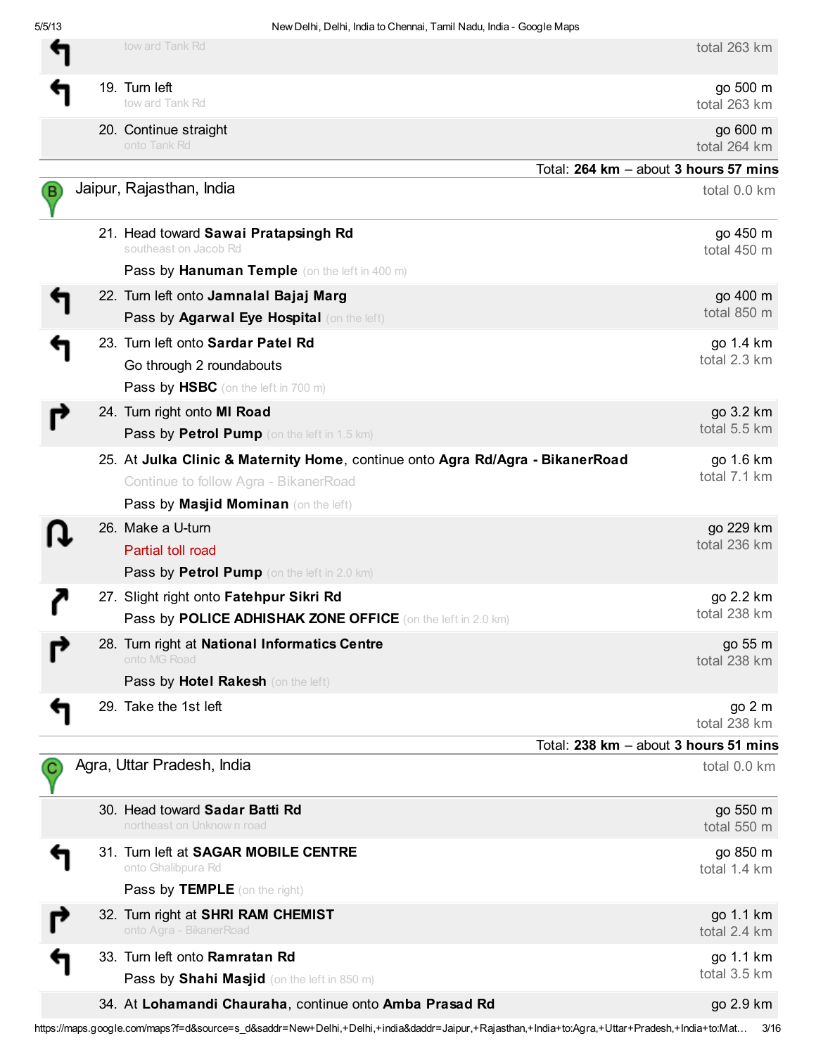| Step | Directions | Distance |
|---|---|---|
| | toward Tank Rd | total 263 km |
| 19. | Turn left<br>toward Tank Rd | go 500 m<br>total 263 km |
| 20. | Continue straight<br>onto Tank Rd | go 600 m<br>total 264 km |

Total: **264 km** – about **3 hours 57 mins**

## Jaipur, Rajasthan, India

total 0.0 km

| Step | Directions | Distance |
|---|---|---|
| 21. | Head toward **Sawai Pratapsingh Rd**<br>southeast on Jacob Rd<br>Pass by **Hanuman Temple** (on the left in 400 m) | go 450 m<br>total 450 m |
| 22. | Turn left onto **Jamnalal Bajaj Marg**<br>Pass by **Agarwal Eye Hospital** (on the left) | go 400 m<br>total 850 m |
| 23. | Turn left onto **Sardar Patel Rd**<br>Go through 2 roundabouts<br>Pass by **HSBC** (on the left in 700 m) | go 1.4 km<br>total 2.3 km |
| 24. | Turn right onto **MI Road**<br>Pass by **Petrol Pump** (on the left in 1.5 km) | go 3.2 km<br>total 5.5 km |
| 25. | At **Julka Clinic & Maternity Home**, continue onto **Agra Rd/Agra - BikanerRoad**<br>Continue to follow Agra - BikanerRoad<br>Pass by **Masjid Mominan** (on the left) | go 1.6 km<br>total 7.1 km |
| 26. | Make a U-turn<br>Partial toll road<br>Pass by **Petrol Pump** (on the left in 2.0 km) | go 229 km<br>total 236 km |
| 27. | Slight right onto **Fatehpur Sikri Rd**<br>Pass by **POLICE ADHISHAK ZONE OFFICE** (on the left in 2.0 km) | go 2.2 km<br>total 238 km |
| 28. | Turn right at **National Informatics Centre**<br>onto MG Road<br>Pass by **Hotel Rakesh** (on the left) | go 55 m<br>total 238 km |
| 29. | Take the 1st left | go 2 m<br>total 238 km |

Total: **238 km** – about **3 hours 51 mins**

## Agra, Uttar Pradesh, India

total 0.0 km

| Step | Directions | Distance |
|---|---|---|
| 30. | Head toward **Sadar Batti Rd**<br>northeast on Unknown road | go 550 m<br>total 550 m |
| 31. | Turn left at **SAGAR MOBILE CENTRE**<br>onto Ghalibpura Rd<br>Pass by **TEMPLE** (on the right) | go 850 m<br>total 1.4 km |
| 32. | Turn right at **SHRI RAM CHEMIST**<br>onto Agra - BikanerRoad | go 1.1 km<br>total 2.4 km |
| 33. | Turn left onto **Ramratan Rd**<br>Pass by **Shahi Masjid** (on the left in 850 m) | go 1.1 km<br>total 3.5 km |
| 34. | At **Lohamandi Chauraha**, continue onto **Amba Prasad Rd** | go 2.9 km |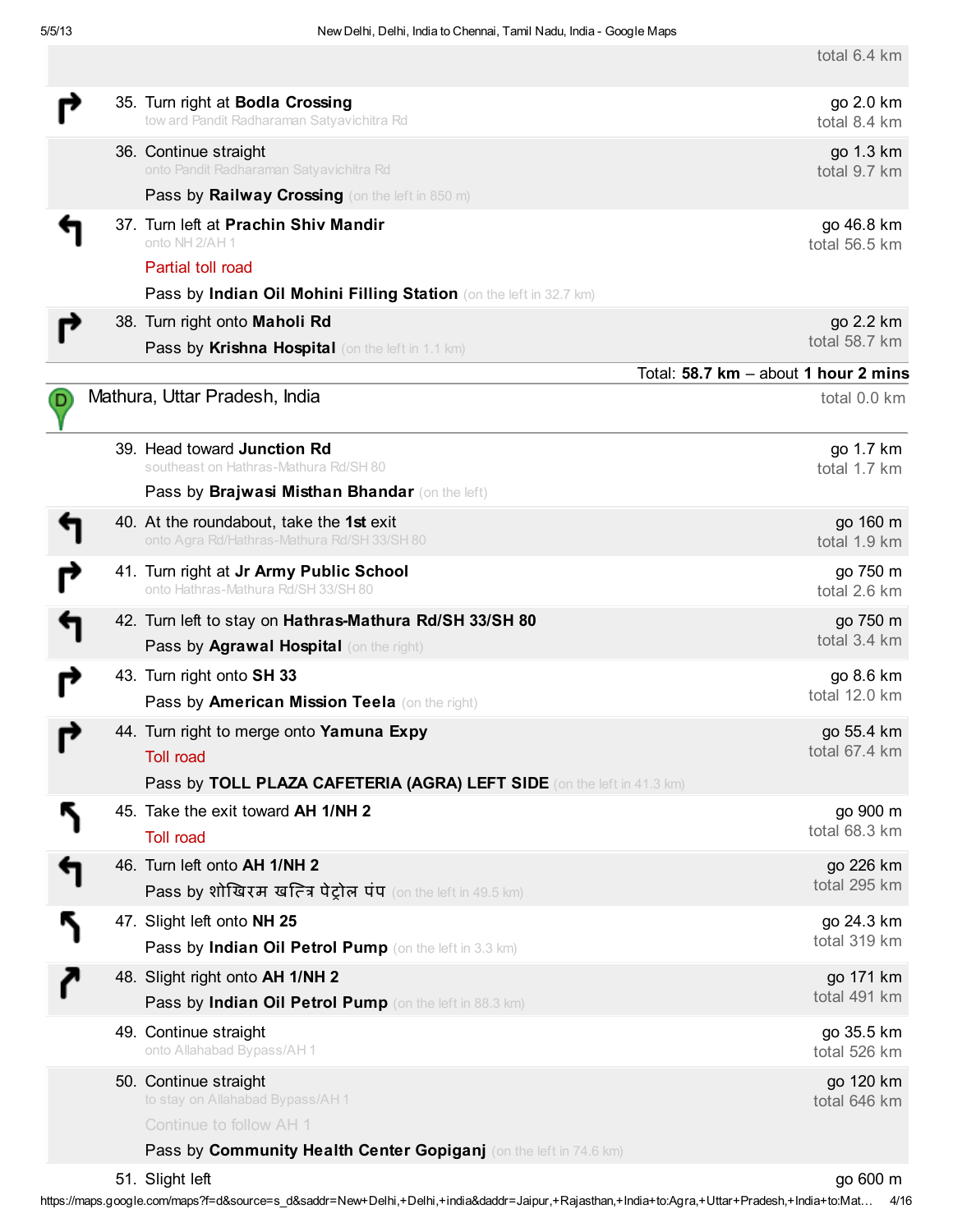| | |
|---|---|
| | total 6.4 km |
| 35. Turn right at **Bodla Crossing**<br>toward Pandit Radharaman Satyavichitra Rd | go 2.0 km<br>total 8.4 km |
| 36. Continue straight<br>onto Pandit Radharaman Satyavichitra Rd<br>Pass by **Railway Crossing** (on the left in 850 m) | go 1.3 km<br>total 9.7 km |
| 37. Turn left at **Prachin Shiv Mandir**<br>onto NH 2/AH 1<br>Partial toll road<br>Pass by **Indian Oil Mohini Filling Station** (on the left in 32.7 km) | go 46.8 km<br>total 56.5 km |
| 38. Turn right onto **Maholi Rd**<br>Pass by **Krishna Hospital** (on the left in 1.1 km) | go 2.2 km<br>total 58.7 km |

Total: **58.7 km** – about **1 hour 2 mins**

## Mathura, Uttar Pradesh, India

total 0.0 km

| | |
|---|---|
| 39. Head toward **Junction Rd**<br>southeast on Hathras-Mathura Rd/SH 80<br>Pass by **Brajwasi Misthan Bhandar** (on the left) | go 1.7 km<br>total 1.7 km |
| 40. At the roundabout, take the **1st** exit<br>onto Agra Rd/Hathras-Mathura Rd/SH 33/SH 80 | go 160 m<br>total 1.9 km |
| 41. Turn right at **Jr Army Public School**<br>onto Hathras-Mathura Rd/SH 33/SH 80 | go 750 m<br>total 2.6 km |
| 42. Turn left to stay on **Hathras-Mathura Rd/SH 33/SH 80**<br>Pass by **Agrawal Hospital** (on the right) | go 750 m<br>total 3.4 km |
| 43. Turn right onto **SH 33**<br>Pass by **American Mission Teela** (on the right) | go 8.6 km<br>total 12.0 km |
| 44. Turn right to merge onto **Yamuna Expy**<br>Toll road<br>Pass by **TOLL PLAZA CAFETERIA (AGRA) LEFT SIDE** (on the left in 41.3 km) | go 55.4 km<br>total 67.4 km |
| 45. Take the exit toward **AH 1/NH 2**<br>Toll road | go 900 m<br>total 68.3 km |
| 46. Turn left onto **AH 1/NH 2**<br>Pass by **शोखिरम खत्रि पेट्रोल पंप** (on the left in 49.5 km) | go 226 km<br>total 295 km |
| 47. Slight left onto **NH 25**<br>Pass by **Indian Oil Petrol Pump** (on the left in 3.3 km) | go 24.3 km<br>total 319 km |
| 48. Slight right onto **AH 1/NH 2**<br>Pass by **Indian Oil Petrol Pump** (on the left in 88.3 km) | go 171 km<br>total 491 km |
| 49. Continue straight<br>onto Allahabad Bypass/AH 1 | go 35.5 km<br>total 526 km |
| 50. Continue straight<br>to stay on Allahabad Bypass/AH 1<br>Continue to follow AH 1<br>Pass by **Community Health Center Gopiganj** (on the left in 74.6 km) | go 120 km<br>total 646 km |
| 51. Slight left | go 600 m |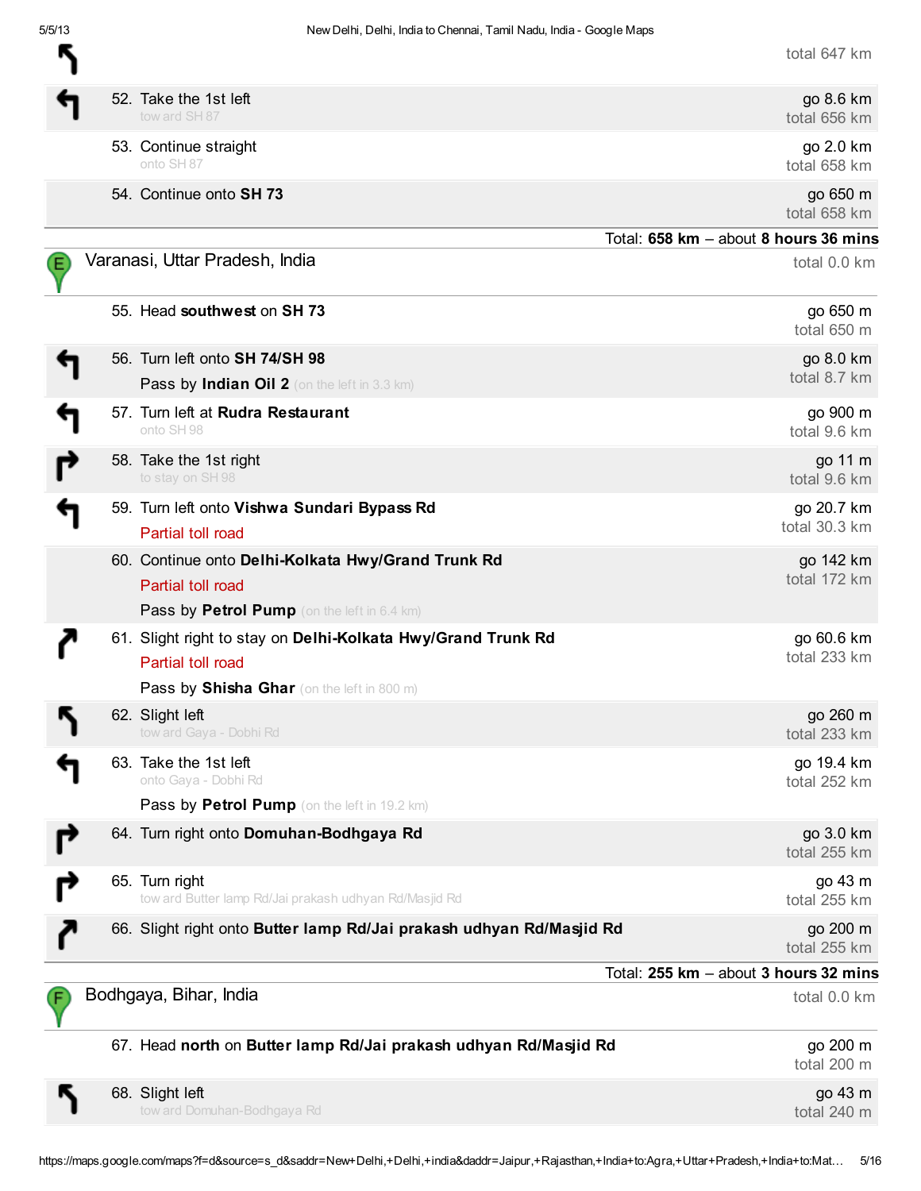| | |
|---|---|
| | total 647 km |
| 52. Take the 1st left<br>toward SH 87 | go 8.6 km<br>total 656 km |
| 53. Continue straight<br>onto SH 87 | go 2.0 km<br>total 658 km |
| 54. Continue onto **SH 73** | go 650 m<br>total 658 km |

Total: **658 km** – about **8 hours 36 mins**

## Varanasi, Uttar Pradesh, India

total 0.0 km

| | |
|---|---|
| 55. Head **southwest** on **SH 73** | go 650 m<br>total 650 m |
| 56. Turn left onto **SH 74/SH 98**<br>Pass by **Indian Oil 2** (on the left in 3.3 km) | go 8.0 km<br>total 8.7 km |
| 57. Turn left at **Rudra Restaurant**<br>onto SH 98 | go 900 m<br>total 9.6 km |
| 58. Take the 1st right<br>to stay on SH 98 | go 11 m<br>total 9.6 km |
| 59. Turn left onto **Vishwa Sundari Bypass Rd**<br>Partial toll road | go 20.7 km<br>total 30.3 km |
| 60. Continue onto **Delhi-Kolkata Hwy/Grand Trunk Rd**<br>Partial toll road<br>Pass by **Petrol Pump** (on the left in 6.4 km) | go 142 km<br>total 172 km |
| 61. Slight right to stay on **Delhi-Kolkata Hwy/Grand Trunk Rd**<br>Partial toll road<br>Pass by **Shisha Ghar** (on the left in 800 m) | go 60.6 km<br>total 233 km |
| 62. Slight left<br>toward Gaya - Dobhi Rd | go 260 m<br>total 233 km |
| 63. Take the 1st left<br>onto Gaya - Dobhi Rd<br>Pass by **Petrol Pump** (on the left in 19.2 km) | go 19.4 km<br>total 252 km |
| 64. Turn right onto **Domuhan-Bodhgaya Rd** | go 3.0 km<br>total 255 km |
| 65. Turn right<br>toward Butter lamp Rd/Jai prakash udhyan Rd/Masjid Rd | go 43 m<br>total 255 km |
| 66. Slight right onto **Butter lamp Rd/Jai prakash udhyan Rd/Masjid Rd** | go 200 m<br>total 255 km |

Total: **255 km** – about **3 hours 32 mins**

## Bodhgaya, Bihar, India

total 0.0 km

| | |
|---|---|
| 67. Head **north** on **Butter lamp Rd/Jai prakash udhyan Rd/Masjid Rd** | go 200 m<br>total 200 m |
| 68. Slight left<br>toward Domuhan-Bodhgaya Rd | go 43 m<br>total 240 m |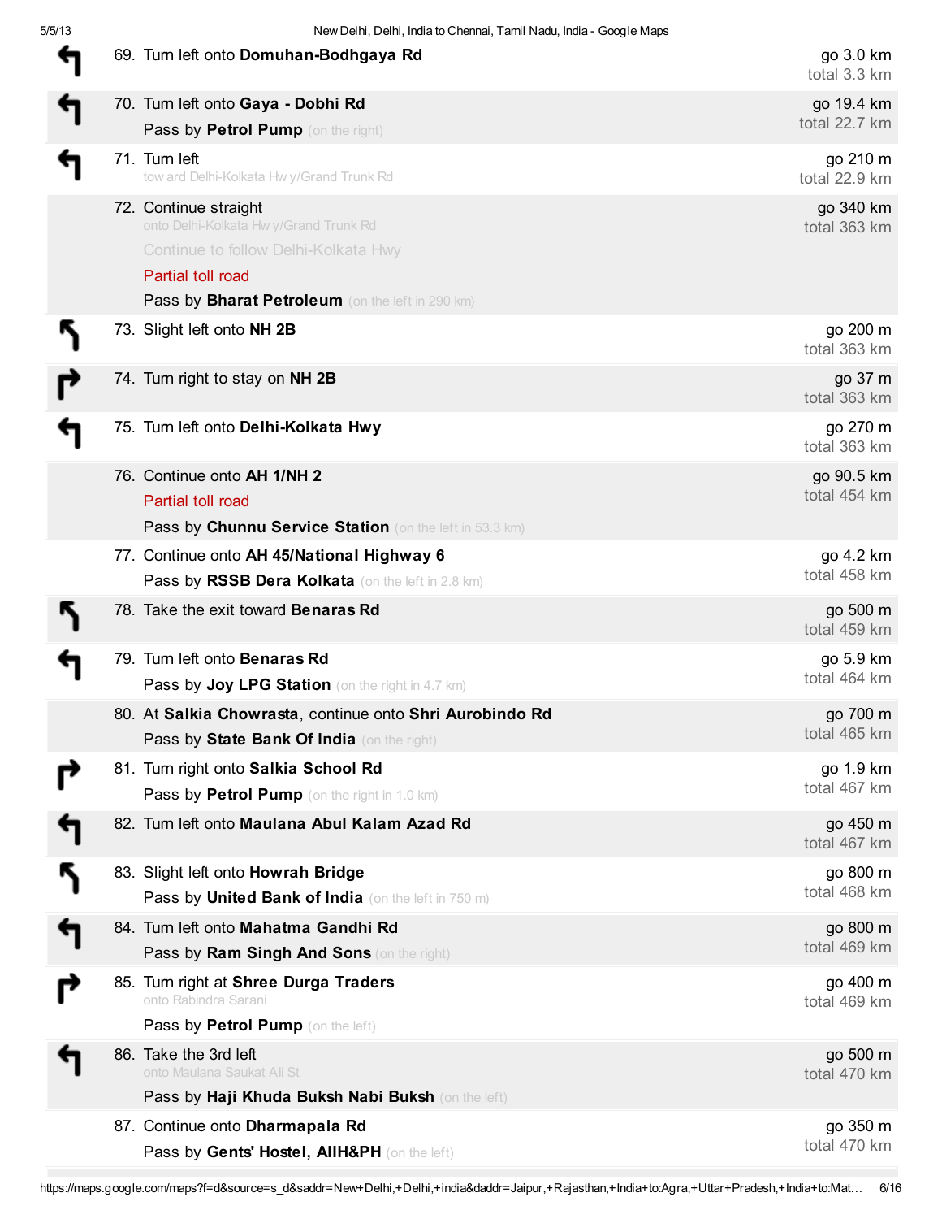| Step | Directions | Distance |
|---|---|---|
| 69. | Turn left onto **Domuhan-Bodhgaya Rd** | go 3.0 km<br>total 3.3 km |
| 70. | Turn left onto **Gaya - Dobhi Rd**<br>Pass by **Petrol Pump** (on the right) | go 19.4 km<br>total 22.7 km |
| 71. | Turn left<br>toward Delhi-Kolkata Hwy/Grand Trunk Rd | go 210 m<br>total 22.9 km |
| 72. | Continue straight<br>onto Delhi-Kolkata Hwy/Grand Trunk Rd<br>Continue to follow Delhi-Kolkata Hwy<br>Partial toll road<br>Pass by **Bharat Petroleum** (on the left in 290 km) | go 340 km<br>total 363 km |
| 73. | Slight left onto **NH 2B** | go 200 m<br>total 363 km |
| 74. | Turn right to stay on **NH 2B** | go 37 m<br>total 363 km |
| 75. | Turn left onto **Delhi-Kolkata Hwy** | go 270 m<br>total 363 km |
| 76. | Continue onto **AH 1/NH 2**<br>Partial toll road<br>Pass by **Chunnu Service Station** (on the left in 53.3 km) | go 90.5 km<br>total 454 km |
| 77. | Continue onto **AH 45/National Highway 6**<br>Pass by **RSSB Dera Kolkata** (on the left in 2.8 km) | go 4.2 km<br>total 458 km |
| 78. | Take the exit toward **Benaras Rd** | go 500 m<br>total 459 km |
| 79. | Turn left onto **Benaras Rd**<br>Pass by **Joy LPG Station** (on the right in 4.7 km) | go 5.9 km<br>total 464 km |
| 80. | At **Salkia Chowrasta**, continue onto **Shri Aurobindo Rd**<br>Pass by **State Bank Of India** (on the right) | go 700 m<br>total 465 km |
| 81. | Turn right onto **Salkia School Rd**<br>Pass by **Petrol Pump** (on the right in 1.0 km) | go 1.9 km<br>total 467 km |
| 82. | Turn left onto **Maulana Abul Kalam Azad Rd** | go 450 m<br>total 467 km |
| 83. | Slight left onto **Howrah Bridge**<br>Pass by **United Bank of India** (on the left in 750 m) | go 800 m<br>total 468 km |
| 84. | Turn left onto **Mahatma Gandhi Rd**<br>Pass by **Ram Singh And Sons** (on the right) | go 800 m<br>total 469 km |
| 85. | Turn right at **Shree Durga Traders**<br>onto Rabindra Sarani<br>Pass by **Petrol Pump** (on the left) | go 400 m<br>total 469 km |
| 86. | Take the 3rd left<br>onto Maulana Saukat Ali St<br>Pass by **Haji Khuda Buksh Nabi Buksh** (on the left) | go 500 m<br>total 470 km |
| 87. | Continue onto **Dharmapala Rd**<br>Pass by **Gents' Hostel, AIIH&PH** (on the left) | go 350 m<br>total 470 km |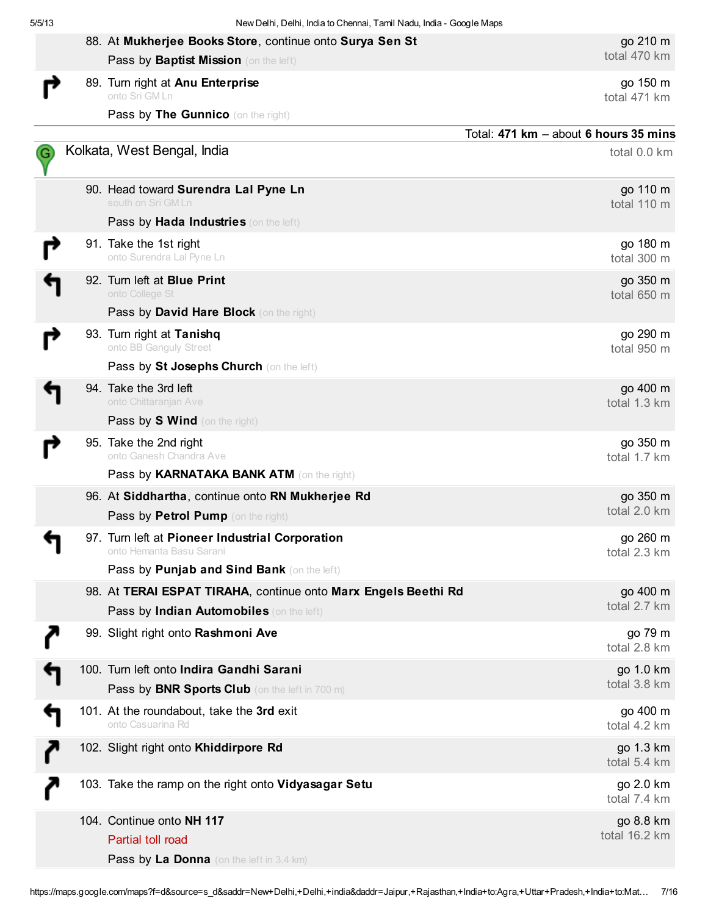88. At **Mukherjee Books Store**, continue onto **Surya Sen St** — go 210 m, total 470 km
    Pass by **Baptist Mission** (on the left)

89. Turn right at **Anu Enterprise** — go 150 m, total 471 km
    onto Sri GM Ln
    Pass by **The Gunnico** (on the right)

Total: **471 km** – about **6 hours 35 mins**

## Kolkata, West Bengal, India

total 0.0 km

90. Head toward **Surendra Lal Pyne Ln** — go 110 m, total 110 m
    south on Sri GM Ln
    Pass by **Hada Industries** (on the left)

91. Take the 1st right — go 180 m, total 300 m
    onto Surendra Lal Pyne Ln

92. Turn left at **Blue Print** — go 350 m, total 650 m
    onto College St
    Pass by **David Hare Block** (on the right)

93. Turn right at **Tanishq** — go 290 m, total 950 m
    onto BB Ganguly Street
    Pass by **St Josephs Church** (on the left)

94. Take the 3rd left — go 400 m, total 1.3 km
    onto Chittaranjan Ave
    Pass by **S Wind** (on the right)

95. Take the 2nd right — go 350 m, total 1.7 km
    onto Ganesh Chandra Ave
    Pass by **KARNATAKA BANK ATM** (on the right)

96. At **Siddhartha**, continue onto **RN Mukherjee Rd** — go 350 m, total 2.0 km
    Pass by **Petrol Pump** (on the right)

97. Turn left at **Pioneer Industrial Corporation** — go 260 m, total 2.3 km
    onto Hemanta Basu Sarani
    Pass by **Punjab and Sind Bank** (on the left)

98. At **TERAI ESPAT TIRAHA**, continue onto **Marx Engels Beethi Rd** — go 400 m, total 2.7 km
    Pass by **Indian Automobiles** (on the left)

99. Slight right onto **Rashmoni Ave** — go 79 m, total 2.8 km

100. Turn left onto **Indira Gandhi Sarani** — go 1.0 km, total 3.8 km
    Pass by **BNR Sports Club** (on the left in 700 m)

101. At the roundabout, take the **3rd** exit — go 400 m, total 4.2 km
    onto Casuarina Rd

102. Slight right onto **Khiddirpore Rd** — go 1.3 km, total 5.4 km

103. Take the ramp on the right onto **Vidyasagar Setu** — go 2.0 km, total 7.4 km

104. Continue onto **NH 117** — go 8.8 km, total 16.2 km
    Partial toll road
    Pass by **La Donna** (on the left in 3.4 km)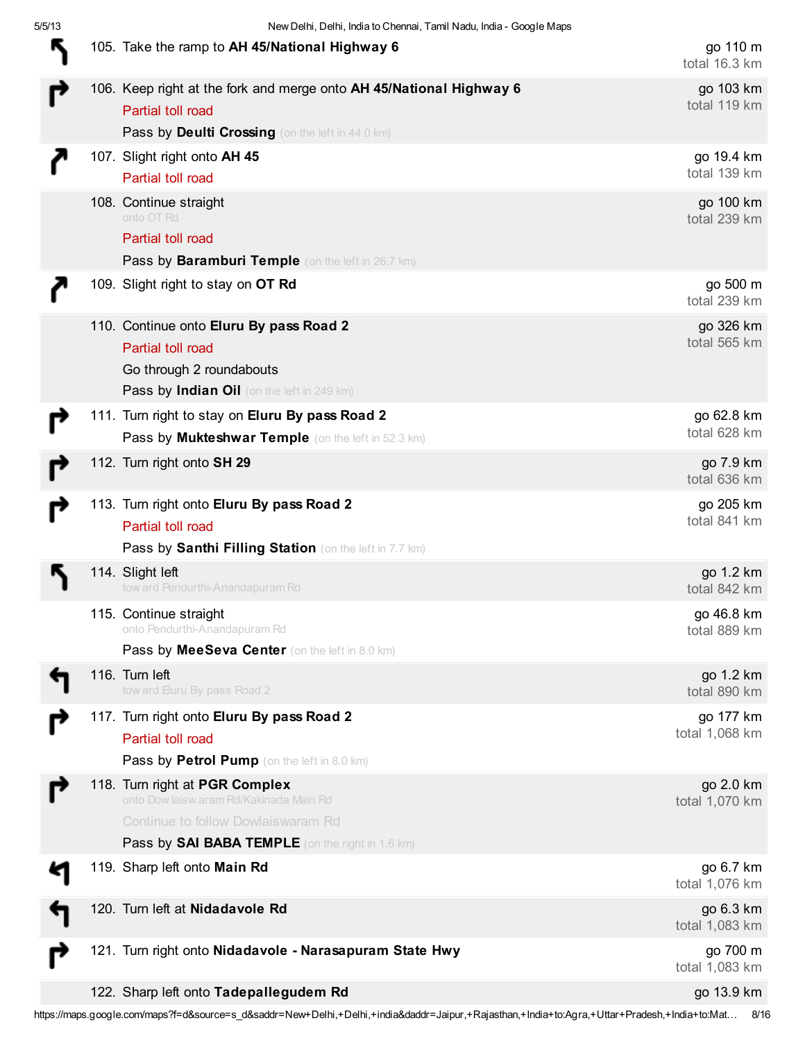| Step | Directions | Distance |
|---|---|---|
| 105. | Take the ramp to **AH 45/National Highway 6** | go 110 m<br>total 16.3 km |
| 106. | Keep right at the fork and merge onto **AH 45/National Highway 6**<br>Partial toll road<br>Pass by **Deulti Crossing** (on the left in 44.0 km) | go 103 km<br>total 119 km |
| 107. | Slight right onto **AH 45**<br>Partial toll road | go 19.4 km<br>total 139 km |
| 108. | Continue straight<br>onto OT Rd<br>Partial toll road<br>Pass by **Baramburi Temple** (on the left in 26.7 km) | go 100 km<br>total 239 km |
| 109. | Slight right to stay on **OT Rd** | go 500 m<br>total 239 km |
| 110. | Continue onto **Eluru By pass Road 2**<br>Partial toll road<br>Go through 2 roundabouts<br>Pass by **Indian Oil** (on the left in 249 km) | go 326 km<br>total 565 km |
| 111. | Turn right to stay on **Eluru By pass Road 2**<br>Pass by **Mukteshwar Temple** (on the left in 52.3 km) | go 62.8 km<br>total 628 km |
| 112. | Turn right onto **SH 29** | go 7.9 km<br>total 636 km |
| 113. | Turn right onto **Eluru By pass Road 2**<br>Partial toll road<br>Pass by **Santhi Filling Station** (on the left in 7.7 km) | go 205 km<br>total 841 km |
| 114. | Slight left<br>toward Pendurthi-Anandapuram Rd | go 1.2 km<br>total 842 km |
| 115. | Continue straight<br>onto Pendurthi-Anandapuram Rd<br>Pass by **MeeSeva Center** (on the left in 8.0 km) | go 46.8 km<br>total 889 km |
| 116. | Turn left<br>toward Eluru By pass Road 2 | go 1.2 km<br>total 890 km |
| 117. | Turn right onto **Eluru By pass Road 2**<br>Partial toll road<br>Pass by **Petrol Pump** (on the left in 8.0 km) | go 177 km<br>total 1,068 km |
| 118. | Turn right at **PGR Complex**<br>onto Dowlaiswaram Rd/Kakinada Main Rd<br>Continue to follow Dowlaiswaram Rd<br>Pass by **SAI BABA TEMPLE** (on the right in 1.6 km) | go 2.0 km<br>total 1,070 km |
| 119. | Sharp left onto **Main Rd** | go 6.7 km<br>total 1,076 km |
| 120. | Turn left at **Nidadavole Rd** | go 6.3 km<br>total 1,083 km |
| 121. | Turn right onto **Nidadavole - Narasapuram State Hwy** | go 700 m<br>total 1,083 km |
| 122. | Sharp left onto **Tadepallegudem Rd** | go 13.9 km |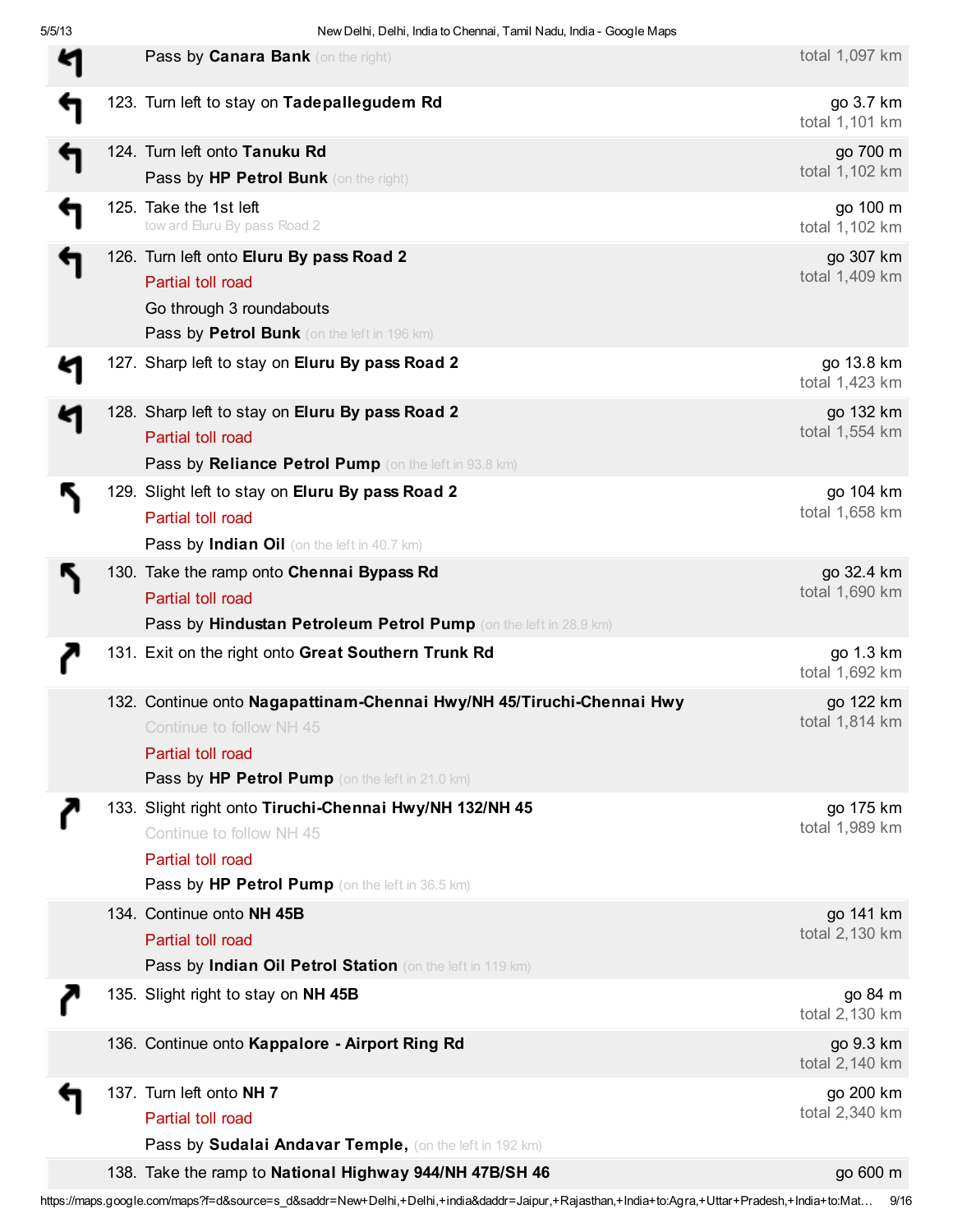| Step | Directions | Distance |
|---|---|---|
| | Pass by **Canara Bank** (on the right) | total 1,097 km |
| 123. | Turn left to stay on **Tadepallegudem Rd** | go 3.7 km<br>total 1,101 km |
| 124. | Turn left onto **Tanuku Rd**<br>Pass by **HP Petrol Bunk** (on the right) | go 700 m<br>total 1,102 km |
| 125. | Take the 1st left<br>toward Eluru By pass Road 2 | go 100 m<br>total 1,102 km |
| 126. | Turn left onto **Eluru By pass Road 2**<br>Partial toll road<br>Go through 3 roundabouts<br>Pass by **Petrol Bunk** (on the left in 196 km) | go 307 km<br>total 1,409 km |
| 127. | Sharp left to stay on **Eluru By pass Road 2** | go 13.8 km<br>total 1,423 km |
| 128. | Sharp left to stay on **Eluru By pass Road 2**<br>Partial toll road<br>Pass by **Reliance Petrol Pump** (on the left in 93.8 km) | go 132 km<br>total 1,554 km |
| 129. | Slight left to stay on **Eluru By pass Road 2**<br>Partial toll road<br>Pass by **Indian Oil** (on the left in 40.7 km) | go 104 km<br>total 1,658 km |
| 130. | Take the ramp onto **Chennai Bypass Rd**<br>Partial toll road<br>Pass by **Hindustan Petroleum Petrol Pump** (on the left in 28.9 km) | go 32.4 km<br>total 1,690 km |
| 131. | Exit on the right onto **Great Southern Trunk Rd** | go 1.3 km<br>total 1,692 km |
| 132. | Continue onto **Nagapattinam-Chennai Hwy/NH 45/Tiruchi-Chennai Hwy**<br>Continue to follow NH 45<br>Partial toll road<br>Pass by **HP Petrol Pump** (on the left in 21.0 km) | go 122 km<br>total 1,814 km |
| 133. | Slight right onto **Tiruchi-Chennai Hwy/NH 132/NH 45**<br>Continue to follow NH 45<br>Partial toll road<br>Pass by **HP Petrol Pump** (on the left in 36.5 km) | go 175 km<br>total 1,989 km |
| 134. | Continue onto **NH 45B**<br>Partial toll road<br>Pass by **Indian Oil Petrol Station** (on the left in 119 km) | go 141 km<br>total 2,130 km |
| 135. | Slight right to stay on **NH 45B** | go 84 m<br>total 2,130 km |
| 136. | Continue onto **Kappalore - Airport Ring Rd** | go 9.3 km<br>total 2,140 km |
| 137. | Turn left onto **NH 7**<br>Partial toll road<br>Pass by **Sudalai Andavar Temple,** (on the left in 192 km) | go 200 km<br>total 2,340 km |
| 138. | Take the ramp to **National Highway 944/NH 47B/SH 46** | go 600 m |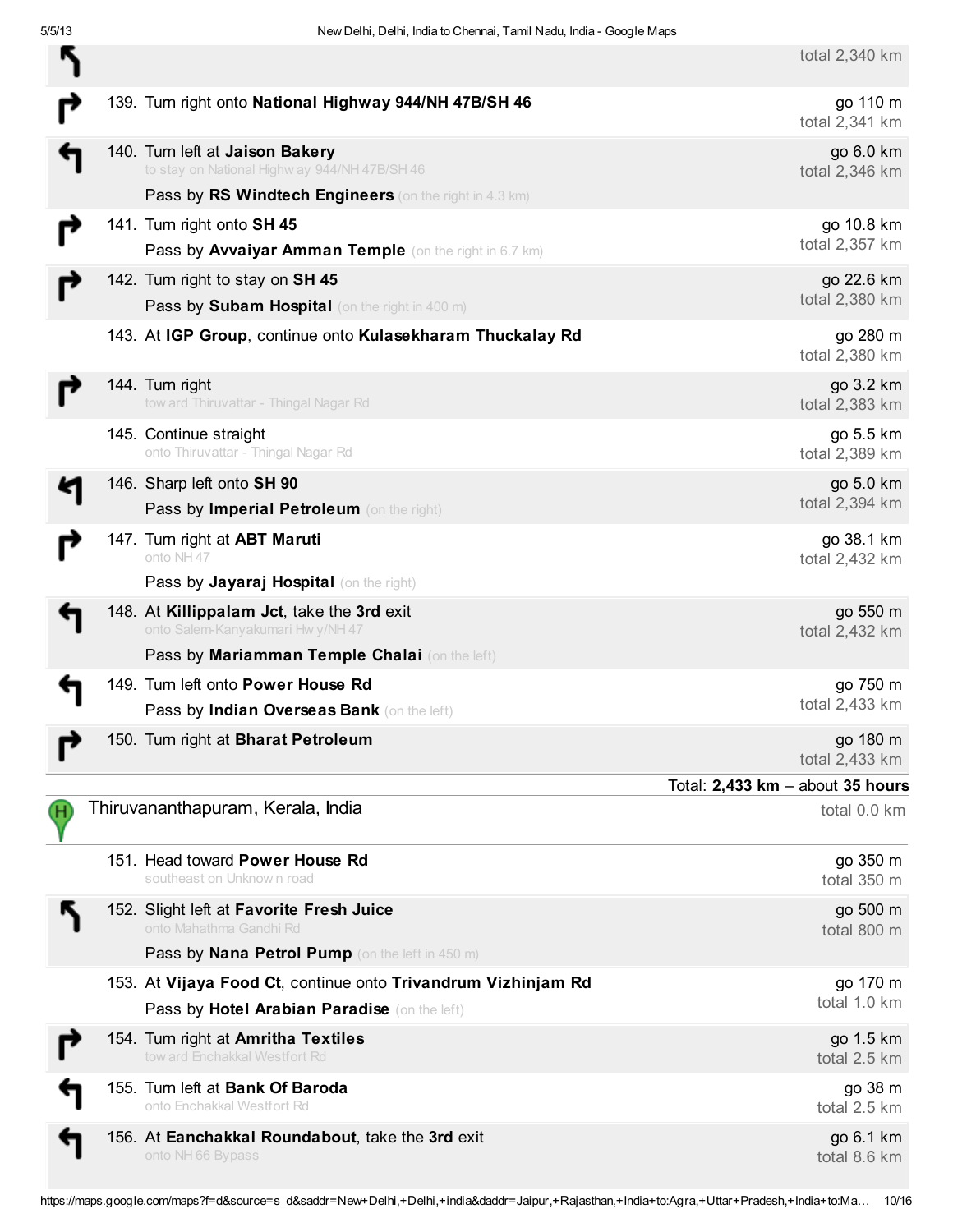| | | |
|---|---|---|
| | | total 2,340 km |
| 139. | Turn right onto **National Highway 944/NH 47B/SH 46** | go 110 m<br>total 2,341 km |
| 140. | Turn left at **Jaison Bakery**<br>to stay on National Highway 944/NH 47B/SH 46<br>Pass by **RS Windtech Engineers** (on the right in 4.3 km) | go 6.0 km<br>total 2,346 km |
| 141. | Turn right onto **SH 45**<br>Pass by **Avvaiyar Amman Temple** (on the right in 6.7 km) | go 10.8 km<br>total 2,357 km |
| 142. | Turn right to stay on **SH 45**<br>Pass by **Subam Hospital** (on the right in 400 m) | go 22.6 km<br>total 2,380 km |
| 143. | At **IGP Group**, continue onto **Kulasekharam Thuckalay Rd** | go 280 m<br>total 2,380 km |
| 144. | Turn right<br>toward Thiruvattar - Thingal Nagar Rd | go 3.2 km<br>total 2,383 km |
| 145. | Continue straight<br>onto Thiruvattar - Thingal Nagar Rd | go 5.5 km<br>total 2,389 km |
| 146. | Sharp left onto **SH 90**<br>Pass by **Imperial Petroleum** (on the right) | go 5.0 km<br>total 2,394 km |
| 147. | Turn right at **ABT Maruti**<br>onto NH 47<br>Pass by **Jayaraj Hospital** (on the right) | go 38.1 km<br>total 2,432 km |
| 148. | At **Killippalam Jct**, take the **3rd** exit<br>onto Salem-Kanyakumari Hwy/NH 47<br>Pass by **Mariamman Temple Chalai** (on the left) | go 550 m<br>total 2,432 km |
| 149. | Turn left onto **Power House Rd**<br>Pass by **Indian Overseas Bank** (on the left) | go 750 m<br>total 2,433 km |
| 150. | Turn right at **Bharat Petroleum** | go 180 m<br>total 2,433 km |

Total: **2,433 km** – about **35 hours**

## Thiruvananthapuram, Kerala, India

total 0.0 km

| | | |
|---|---|---|
| 151. | Head toward **Power House Rd**<br>southeast on Unknown road | go 350 m<br>total 350 m |
| 152. | Slight left at **Favorite Fresh Juice**<br>onto Mahathma Gandhi Rd<br>Pass by **Nana Petrol Pump** (on the left in 450 m) | go 500 m<br>total 800 m |
| 153. | At **Vijaya Food Ct**, continue onto **Trivandrum Vizhinjam Rd**<br>Pass by **Hotel Arabian Paradise** (on the left) | go 170 m<br>total 1.0 km |
| 154. | Turn right at **Amritha Textiles**<br>toward Enchakkal Westfort Rd | go 1.5 km<br>total 2.5 km |
| 155. | Turn left at **Bank Of Baroda**<br>onto Enchakkal Westfort Rd | go 38 m<br>total 2.5 km |
| 156. | At **Eanchakkal Roundabout**, take the **3rd** exit<br>onto NH 66 Bypass | go 6.1 km<br>total 8.6 km |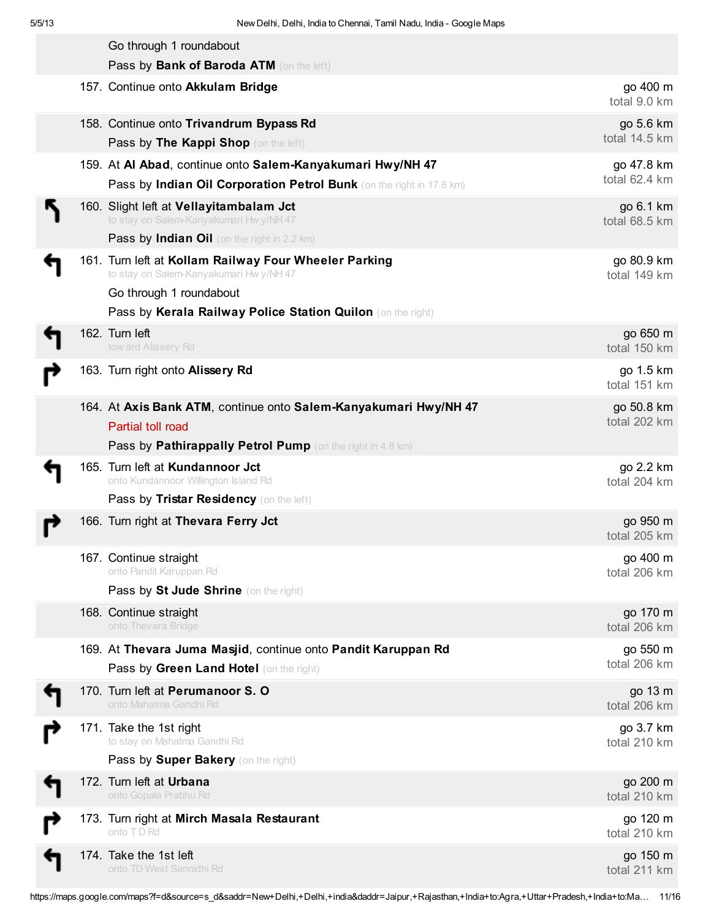Go through 1 roundabout

Pass by **Bank of Baroda ATM** (on the left)

| Step | Directions | Distance |
|---|---|---|
| 157. | Continue onto **Akkulam Bridge** | go 400 m<br>total 9.0 km |
| 158. | Continue onto **Trivandrum Bypass Rd**<br>Pass by **The Kappi Shop** (on the left) | go 5.6 km<br>total 14.5 km |
| 159. | At **Al Abad**, continue onto **Salem-Kanyakumari Hwy/NH 47**<br>Pass by **Indian Oil Corporation Petrol Bunk** (on the right in 17.6 km) | go 47.8 km<br>total 62.4 km |
| 160. | Slight left at **Vellayitambalam Jct**<br>to stay on Salem-Kanyakumari Hwy/NH 47<br>Pass by **Indian Oil** (on the right in 2.2 km) | go 6.1 km<br>total 68.5 km |
| 161. | Turn left at **Kollam Railway Four Wheeler Parking**<br>to stay on Salem-Kanyakumari Hwy/NH 47<br>Go through 1 roundabout<br>Pass by **Kerala Railway Police Station Quilon** (on the right) | go 80.9 km<br>total 149 km |
| 162. | Turn left<br>toward Alissery Rd | go 650 m<br>total 150 km |
| 163. | Turn right onto **Alissery Rd** | go 1.5 km<br>total 151 km |
| 164. | At **Axis Bank ATM**, continue onto **Salem-Kanyakumari Hwy/NH 47**<br>Partial toll road<br>Pass by **Pathirappally Petrol Pump** (on the right in 4.8 km) | go 50.8 km<br>total 202 km |
| 165. | Turn left at **Kundannoor Jct**<br>onto Kundannoor Willington Island Rd<br>Pass by **Tristar Residency** (on the left) | go 2.2 km<br>total 204 km |
| 166. | Turn right at **Thevara Ferry Jct** | go 950 m<br>total 205 km |
| 167. | Continue straight<br>onto Pandit Karuppan Rd<br>Pass by **St Jude Shrine** (on the right) | go 400 m<br>total 206 km |
| 168. | Continue straight<br>onto Thevara Bridge | go 170 m<br>total 206 km |
| 169. | At **Thevara Juma Masjid**, continue onto **Pandit Karuppan Rd**<br>Pass by **Green Land Hotel** (on the right) | go 550 m<br>total 206 km |
| 170. | Turn left at **Perumanoor S. O**<br>onto Mahatma Gandhi Rd | go 13 m<br>total 206 km |
| 171. | Take the 1st right<br>to stay on Mahatma Gandhi Rd<br>Pass by **Super Bakery** (on the right) | go 3.7 km<br>total 210 km |
| 172. | Turn left at **Urbana**<br>onto Gopala Prabhu Rd | go 200 m<br>total 210 km |
| 173. | Turn right at **Mirch Masala Restaurant**<br>onto T D Rd | go 120 m<br>total 210 km |
| 174. | Take the 1st left<br>onto TD West Sannidhi Rd | go 150 m<br>total 211 km |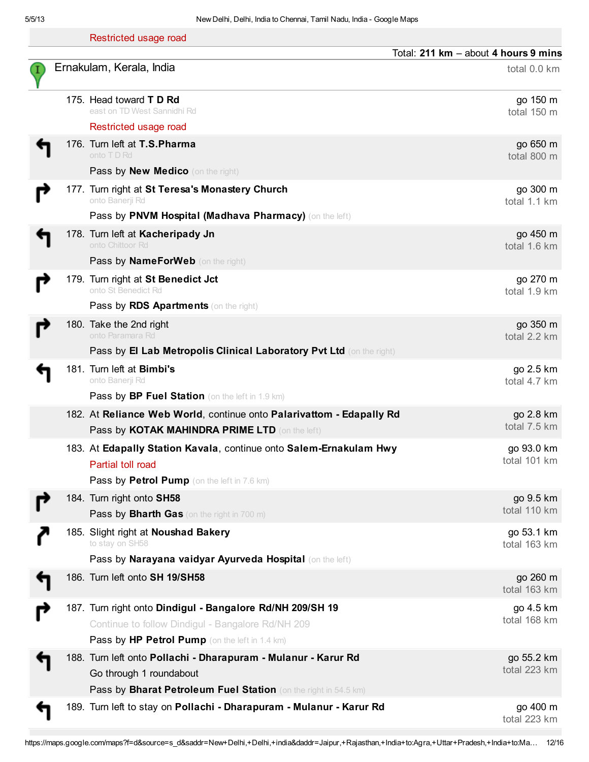Restricted usage road

Total: **211 km** – about **4 hours 9 mins**

## Ernakulam, Kerala, India

total 0.0 km

| Step | Directions | Distance |
|---|---|---|
| 175. | Head toward **T D Rd**<br>east on TD West Sannidhi Rd<br>Restricted usage road | go 150 m<br>total 150 m |
| 176. | Turn left at **T.S.Pharma**<br>onto T D Rd<br>Pass by **New Medico** (on the right) | go 650 m<br>total 800 m |
| 177. | Turn right at **St Teresa's Monastery Church**<br>onto Banerji Rd<br>Pass by **PNVM Hospital (Madhava Pharmacy)** (on the left) | go 300 m<br>total 1.1 km |
| 178. | Turn left at **Kacheripady Jn**<br>onto Chittoor Rd<br>Pass by **NameForWeb** (on the right) | go 450 m<br>total 1.6 km |
| 179. | Turn right at **St Benedict Jct**<br>onto St Benedict Rd<br>Pass by **RDS Apartments** (on the right) | go 270 m<br>total 1.9 km |
| 180. | Take the 2nd right<br>onto Paramara Rd<br>Pass by **El Lab Metropolis Clinical Laboratory Pvt Ltd** (on the right) | go 350 m<br>total 2.2 km |
| 181. | Turn left at **Bimbi's**<br>onto Banerji Rd<br>Pass by **BP Fuel Station** (on the left in 1.9 km) | go 2.5 km<br>total 4.7 km |
| 182. | At **Reliance Web World**, continue onto **Palarivattom - Edapally Rd**<br>Pass by **KOTAK MAHINDRA PRIME LTD** (on the left) | go 2.8 km<br>total 7.5 km |
| 183. | At **Edapally Station Kavala**, continue onto **Salem-Ernakulam Hwy**<br>Partial toll road<br>Pass by **Petrol Pump** (on the left in 7.6 km) | go 93.0 km<br>total 101 km |
| 184. | Turn right onto **SH58**<br>Pass by **Bharth Gas** (on the right in 700 m) | go 9.5 km<br>total 110 km |
| 185. | Slight right at **Noushad Bakery**<br>to stay on SH58<br>Pass by **Narayana vaidyar Ayurveda Hospital** (on the left) | go 53.1 km<br>total 163 km |
| 186. | Turn left onto **SH 19/SH58** | go 260 m<br>total 163 km |
| 187. | Turn right onto **Dindigul - Bangalore Rd/NH 209/SH 19**<br>Continue to follow Dindigul - Bangalore Rd/NH 209<br>Pass by **HP Petrol Pump** (on the left in 1.4 km) | go 4.5 km<br>total 168 km |
| 188. | Turn left onto **Pollachi - Dharapuram - Mulanur - Karur Rd**<br>Go through 1 roundabout<br>Pass by **Bharat Petroleum Fuel Station** (on the right in 54.5 km) | go 55.2 km<br>total 223 km |
| 189. | Turn left to stay on **Pollachi - Dharapuram - Mulanur - Karur Rd** | go 400 m<br>total 223 km |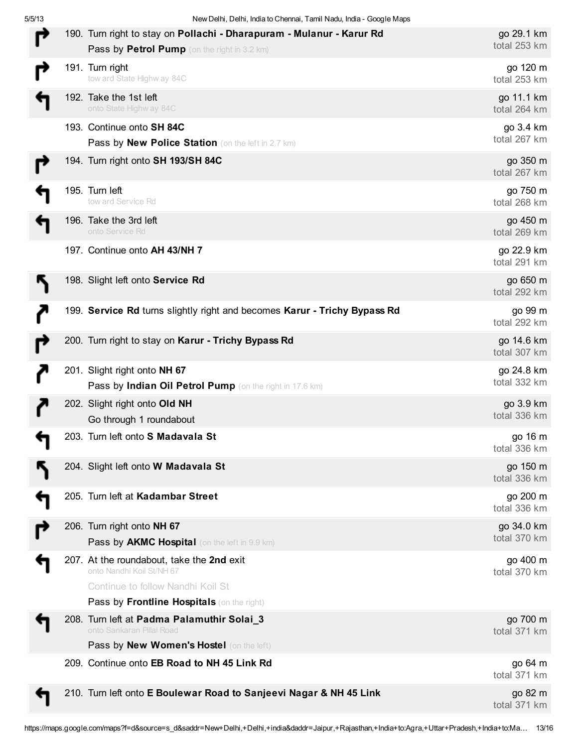| Step | Directions | Distance |
|---|---|---|
| 190. | Turn right to stay on **Pollachi - Dharapuram - Mulanur - Karur Rd**<br>Pass by **Petrol Pump** (on the right in 3.2 km) | go 29.1 km<br>total 253 km |
| 191. | Turn right<br>toward State Highway 84C | go 120 m<br>total 253 km |
| 192. | Take the 1st left<br>onto State Highway 84C | go 11.1 km<br>total 264 km |
| 193. | Continue onto **SH 84C**<br>Pass by **New Police Station** (on the left in 2.7 km) | go 3.4 km<br>total 267 km |
| 194. | Turn right onto **SH 193/SH 84C** | go 350 m<br>total 267 km |
| 195. | Turn left<br>toward Service Rd | go 750 m<br>total 268 km |
| 196. | Take the 3rd left<br>onto Service Rd | go 450 m<br>total 269 km |
| 197. | Continue onto **AH 43/NH 7** | go 22.9 km<br>total 291 km |
| 198. | Slight left onto **Service Rd** | go 650 m<br>total 292 km |
| 199. | **Service Rd** turns slightly right and becomes **Karur - Trichy Bypass Rd** | go 99 m<br>total 292 km |
| 200. | Turn right to stay on **Karur - Trichy Bypass Rd** | go 14.6 km<br>total 307 km |
| 201. | Slight right onto **NH 67**<br>Pass by **Indian Oil Petrol Pump** (on the right in 17.6 km) | go 24.8 km<br>total 332 km |
| 202. | Slight right onto **Old NH**<br>Go through 1 roundabout | go 3.9 km<br>total 336 km |
| 203. | Turn left onto **S Madavala St** | go 16 m<br>total 336 km |
| 204. | Slight left onto **W Madavala St** | go 150 m<br>total 336 km |
| 205. | Turn left at **Kadambar Street** | go 200 m<br>total 336 km |
| 206. | Turn right onto **NH 67**<br>Pass by **AKMC Hospital** (on the left in 9.9 km) | go 34.0 km<br>total 370 km |
| 207. | At the roundabout, take the **2nd** exit<br>onto Nandhi Koil St/NH 67<br>Continue to follow Nandhi Koil St<br>Pass by **Frontline Hospitals** (on the right) | go 400 m<br>total 370 km |
| 208. | Turn left at **Padma Palamuthir Solai_3**<br>onto Sankaran Pillai Road<br>Pass by **New Women's Hostel** (on the left) | go 700 m<br>total 371 km |
| 209. | Continue onto **EB Road to NH 45 Link Rd** | go 64 m<br>total 371 km |
| 210. | Turn left onto **E Boulewar Road to Sanjeevi Nagar & NH 45 Link** | go 82 m<br>total 371 km |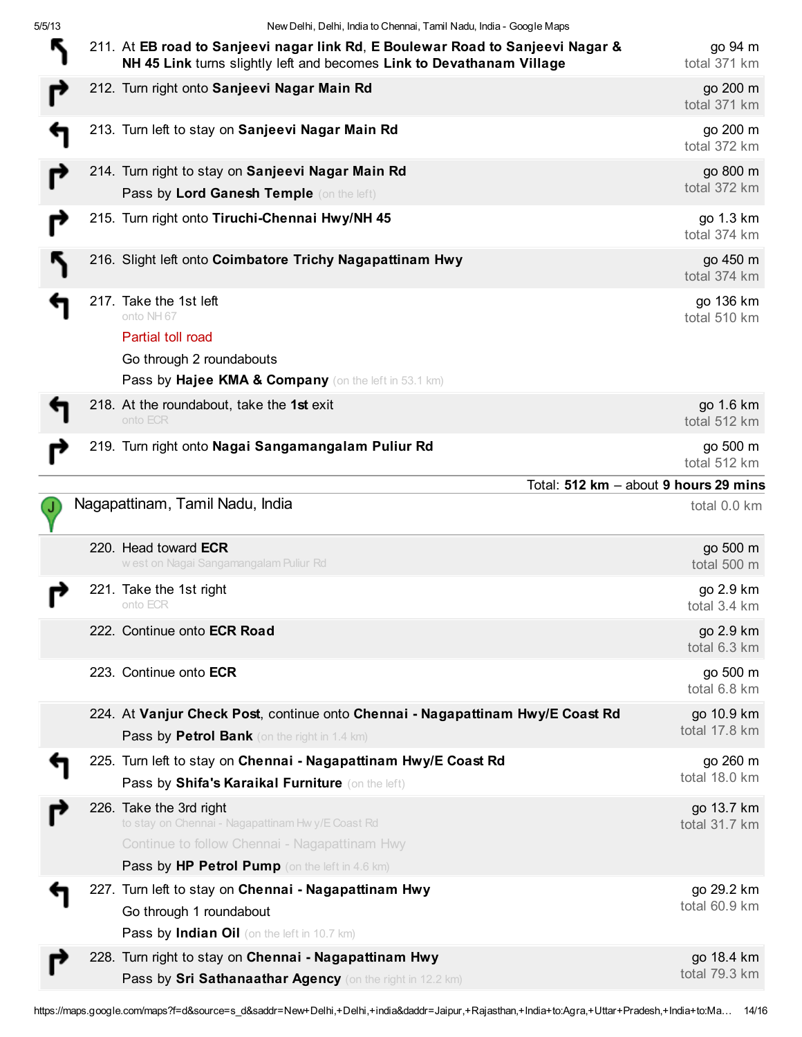| Step | Directions | Distance |
| --- | --- | --- |
| 211. | At **EB road to Sanjeevi nagar link Rd**, **E Boulewar Road to Sanjeevi Nagar & NH 45 Link** turns slightly left and becomes **Link to Devathanam Village** | go 94 m<br>total 371 km |
| 212. | Turn right onto **Sanjeevi Nagar Main Rd** | go 200 m<br>total 371 km |
| 213. | Turn left to stay on **Sanjeevi Nagar Main Rd** | go 200 m<br>total 372 km |
| 214. | Turn right to stay on **Sanjeevi Nagar Main Rd**<br>Pass by **Lord Ganesh Temple** (on the left) | go 800 m<br>total 372 km |
| 215. | Turn right onto **Tiruchi-Chennai Hwy/NH 45** | go 1.3 km<br>total 374 km |
| 216. | Slight left onto **Coimbatore Trichy Nagapattinam Hwy** | go 450 m<br>total 374 km |
| 217. | Take the 1st left<br>onto NH 67<br>Partial toll road<br>Go through 2 roundabouts<br>Pass by **Hajee KMA & Company** (on the left in 53.1 km) | go 136 km<br>total 510 km |
| 218. | At the roundabout, take the **1st** exit<br>onto ECR | go 1.6 km<br>total 512 km |
| 219. | Turn right onto **Nagai Sangamangalam Puliur Rd** | go 500 m<br>total 512 km |

Total: **512 km** – about **9 hours 29 mins**

## Nagapattinam, Tamil Nadu, India

total 0.0 km

| Step | Directions | Distance |
| --- | --- | --- |
| 220. | Head toward **ECR**<br>west on Nagai Sangamangalam Puliur Rd | go 500 m<br>total 500 m |
| 221. | Take the 1st right<br>onto ECR | go 2.9 km<br>total 3.4 km |
| 222. | Continue onto **ECR Road** | go 2.9 km<br>total 6.3 km |
| 223. | Continue onto **ECR** | go 500 m<br>total 6.8 km |
| 224. | At **Vanjur Check Post**, continue onto **Chennai - Nagapattinam Hwy/E Coast Rd**<br>Pass by **Petrol Bank** (on the right in 1.4 km) | go 10.9 km<br>total 17.8 km |
| 225. | Turn left to stay on **Chennai - Nagapattinam Hwy/E Coast Rd**<br>Pass by **Shifa's Karaikal Furniture** (on the left) | go 260 m<br>total 18.0 km |
| 226. | Take the 3rd right<br>to stay on Chennai - Nagapattinam Hwy/E Coast Rd<br>Continue to follow Chennai - Nagapattinam Hwy<br>Pass by **HP Petrol Pump** (on the left in 4.6 km) | go 13.7 km<br>total 31.7 km |
| 227. | Turn left to stay on **Chennai - Nagapattinam Hwy**<br>Go through 1 roundabout<br>Pass by **Indian Oil** (on the left in 10.7 km) | go 29.2 km<br>total 60.9 km |
| 228. | Turn right to stay on **Chennai - Nagapattinam Hwy**<br>Pass by **Sri Sathanaathar Agency** (on the right in 12.2 km) | go 18.4 km<br>total 79.3 km |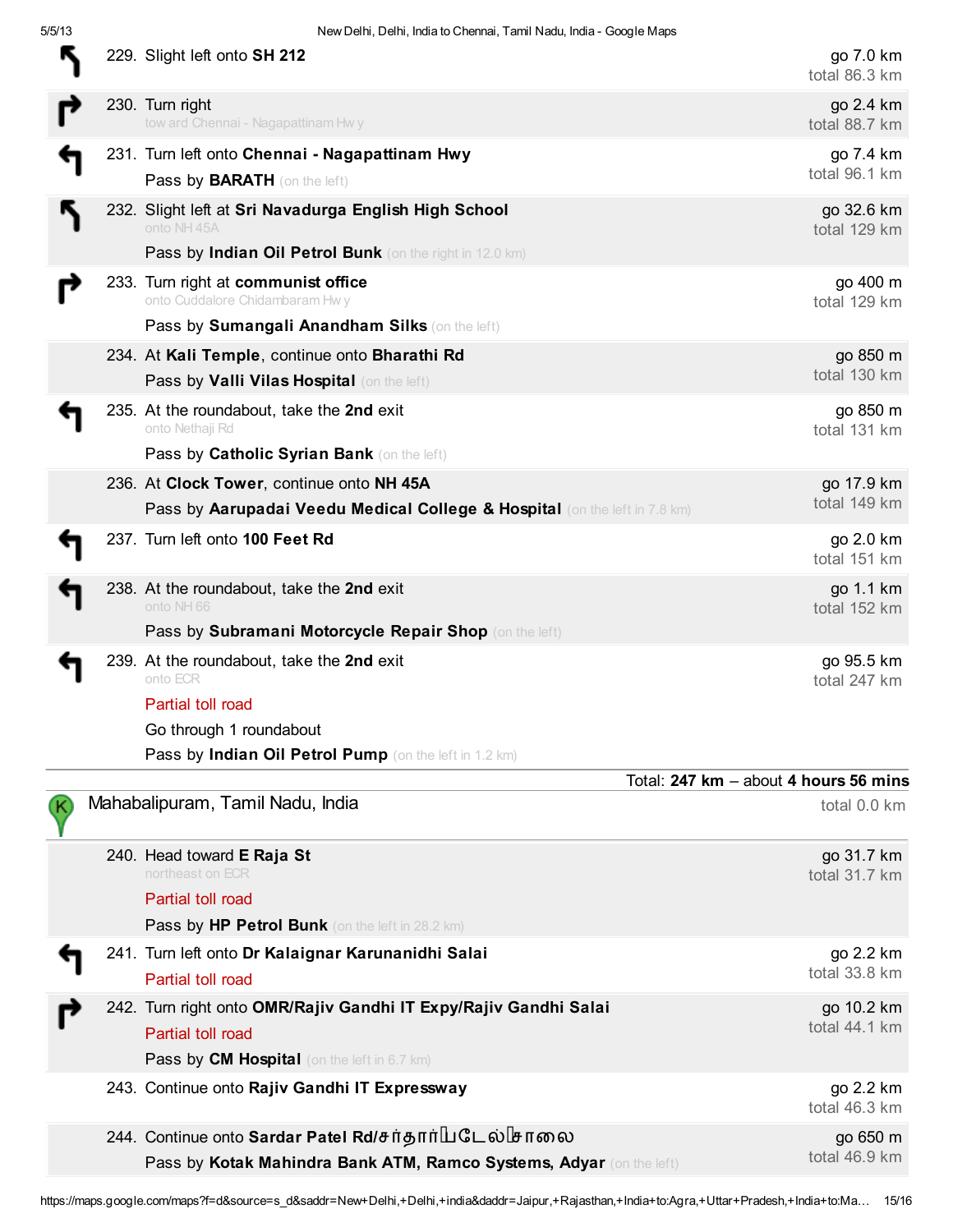| Step | Directions | Distance |
| --- | --- | --- |
| 229. | Slight left onto **SH 212** | go 7.0 km<br>total 86.3 km |
| 230. | Turn right<br>toward Chennai - Nagapattinam Hwy | go 2.4 km<br>total 88.7 km |
| 231. | Turn left onto **Chennai - Nagapattinam Hwy**<br>Pass by **BARATH** (on the left) | go 7.4 km<br>total 96.1 km |
| 232. | Slight left at **Sri Navadurga English High School**<br>onto NH 45A<br>Pass by **Indian Oil Petrol Bunk** (on the right in 12.0 km) | go 32.6 km<br>total 129 km |
| 233. | Turn right at **communist office**<br>onto Cuddalore Chidambaram Hwy<br>Pass by **Sumangali Anandham Silks** (on the left) | go 400 m<br>total 129 km |
| 234. | At **Kali Temple**, continue onto **Bharathi Rd**<br>Pass by **Valli Vilas Hospital** (on the left) | go 850 m<br>total 130 km |
| 235. | At the roundabout, take the **2nd** exit<br>onto Nethaji Rd<br>Pass by **Catholic Syrian Bank** (on the left) | go 850 m<br>total 131 km |
| 236. | At **Clock Tower**, continue onto **NH 45A**<br>Pass by **Aarupadai Veedu Medical College & Hospital** (on the left in 7.8 km) | go 17.9 km<br>total 149 km |
| 237. | Turn left onto **100 Feet Rd** | go 2.0 km<br>total 151 km |
| 238. | At the roundabout, take the **2nd** exit<br>onto NH 66<br>Pass by **Subramani Motorcycle Repair Shop** (on the left) | go 1.1 km<br>total 152 km |
| 239. | At the roundabout, take the **2nd** exit<br>onto ECR<br>Partial toll road<br>Go through 1 roundabout<br>Pass by **Indian Oil Petrol Pump** (on the left in 1.2 km) | go 95.5 km<br>total 247 km |

Total: **247 km** – about **4 hours 56 mins**

## K: Mahabalipuram, Tamil Nadu, India

total 0.0 km

| Step | Directions | Distance |
| --- | --- | --- |
| 240. | Head toward **E Raja St**<br>northeast on ECR<br>Partial toll road<br>Pass by **HP Petrol Bunk** (on the left in 28.2 km) | go 31.7 km<br>total 31.7 km |
| 241. | Turn left onto **Dr Kalaignar Karunanidhi Salai**<br>Partial toll road | go 2.2 km<br>total 33.8 km |
| 242. | Turn right onto **OMR/Rajiv Gandhi IT Expy/Rajiv Gandhi Salai**<br>Partial toll road<br>Pass by **CM Hospital** (on the left in 6.7 km) | go 10.2 km<br>total 44.1 km |
| 243. | Continue onto **Rajiv Gandhi IT Expressway** | go 2.2 km<br>total 46.3 km |
| 244. | Continue onto **Sardar Patel Rd/சர்தார் படேல் சாலை**<br>Pass by **Kotak Mahindra Bank ATM, Ramco Systems, Adyar** (on the left) | go 650 m<br>total 46.9 km |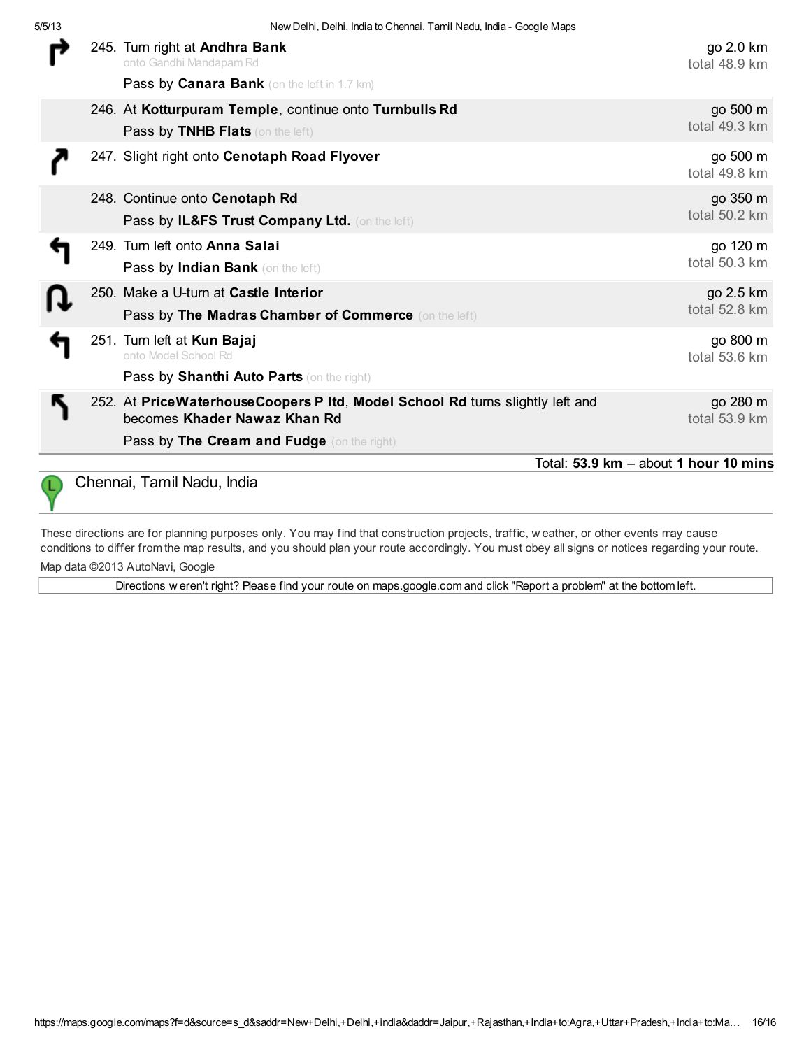| | | |
|---|---|---|
| 245. | Turn right at **Andhra Bank**<br>onto Gandhi Mandapam Rd<br>Pass by **Canara Bank** (on the left in 1.7 km) | go 2.0 km<br>total 48.9 km |
| 246. | At **Kotturpuram Temple**, continue onto **Turnbulls Rd**<br>Pass by **TNHB Flats** (on the left) | go 500 m<br>total 49.3 km |
| 247. | Slight right onto **Cenotaph Road Flyover** | go 500 m<br>total 49.8 km |
| 248. | Continue onto **Cenotaph Rd**<br>Pass by **IL&FS Trust Company Ltd.** (on the left) | go 350 m<br>total 50.2 km |
| 249. | Turn left onto **Anna Salai**<br>Pass by **Indian Bank** (on the left) | go 120 m<br>total 50.3 km |
| 250. | Make a U-turn at **Castle Interior**<br>Pass by **The Madras Chamber of Commerce** (on the left) | go 2.5 km<br>total 52.8 km |
| 251. | Turn left at **Kun Bajaj**<br>onto Model School Rd<br>Pass by **Shanthi Auto Parts** (on the right) | go 800 m<br>total 53.6 km |
| 252. | At **PriceWaterhouseCoopers P ltd**, **Model School Rd** turns slightly left and becomes **Khader Nawaz Khan Rd**<br>Pass by **The Cream and Fudge** (on the right) | go 280 m<br>total 53.9 km |

Total: **53.9 km** – about **1 hour 10 mins**

Chennai, Tamil Nadu, India

These directions are for planning purposes only. You may find that construction projects, traffic, weather, or other events may cause conditions to differ from the map results, and you should plan your route accordingly. You must obey all signs or notices regarding your route.

Map data ©2013 AutoNavi, Google

Directions weren't right? Please find your route on maps.google.com and click "Report a problem" at the bottom left.